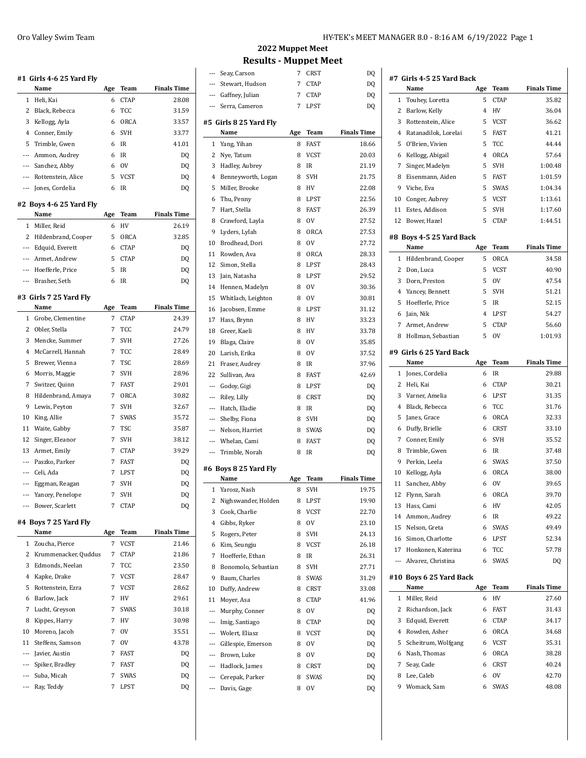## 2022 Muppet Meet

## Results - Muppet Meet

### #1 Girls 4-6 25 Yard Fly

| | Name | Age | Team | Finals Time |
|---|---|---|---|---|
| 1 | Heli, Kai | 6 | CTAP | 28.08 |
| 2 | Black, Rebecca | 6 | TCC | 31.59 |
| 3 | Kellogg, Ayla | 6 | ORCA | 33.57 |
| 4 | Conner, Emily | 6 | SVH | 33.77 |
| 5 | Trimble, Gwen | 6 | IR | 41.01 |
| --- | Ammon, Audrey | 6 | IR | DQ |
| --- | Sanchez, Abby | 6 | OV | DQ |
| --- | Rottenstein, Alice | 5 | VCST | DQ |
| --- | Jones, Cordelia | 6 | IR | DQ |

### #2 Boys 4-6 25 Yard Fly

| | Name | Age | Team | Finals Time |
|---|---|---|---|---|
| 1 | Miller, Reid | 6 | HV | 26.19 |
| 2 | Hildenbrand, Cooper | 5 | ORCA | 32.85 |
| --- | Edquid, Everett | 6 | CTAP | DQ |
| --- | Armet, Andrew | 5 | CTAP | DQ |
| --- | Hoefferle, Price | 5 | IR | DQ |
| --- | Brasher, Seth | 6 | IR | DQ |

### #3 Girls 7 25 Yard Fly

| | Name | Age | Team | Finals Time |
|---|---|---|---|---|
| 1 | Grobe, Clementine | 7 | CTAP | 24.39 |
| 2 | Obler, Stella | 7 | TCC | 24.79 |
| 3 | Mencke, Summer | 7 | SVH | 27.26 |
| 4 | McCarrell, Hannah | 7 | TCC | 28.49 |
| 5 | Brewer, Vienna | 7 | TSC | 28.69 |
| 6 | Morris, Maggie | 7 | SVH | 28.96 |
| 7 | Switzer, Quinn | 7 | FAST | 29.01 |
| 8 | Hildenbrand, Amaya | 7 | ORCA | 30.82 |
| 9 | Lewis, Peyton | 7 | SVH | 32.67 |
| 10 | King, Allie | 7 | SWAS | 35.72 |
| 11 | Waite, Gabby | 7 | TSC | 35.87 |
| 12 | Singer, Eleanor | 7 | SVH | 38.12 |
| 13 | Armet, Emily | 7 | CTAP | 39.29 |
| --- | Paszko, Parker | 7 | FAST | DQ |
| --- | Celi, Ada | 7 | LPST | DQ |
| --- | Eggman, Reagan | 7 | SVH | DQ |
| --- | Yancey, Penelope | 7 | SVH | DQ |
| --- | Bower, Scarlett | 7 | CTAP | DQ |

### #4 Boys 7 25 Yard Fly

| | Name | Age | Team | Finals Time |
|---|---|---|---|---|
| 1 | Zoucha, Pierce | 7 | VCST | 21.46 |
| 2 | Krummenacker, Quddus | 7 | CTAP | 21.86 |
| 3 | Edmonds, Neelan | 7 | TCC | 23.50 |
| 4 | Kapke, Drake | 7 | VCST | 28.47 |
| 5 | Rottenstein, Ezra | 7 | VCST | 28.62 |
| 6 | Barlow, Jack | 7 | HV | 29.61 |
| 7 | Lucht, Greyson | 7 | SWAS | 30.18 |
| 8 | Kippes, Harry | 7 | HV | 30.98 |
| 10 | Moreno, Jacob | 7 | OV | 35.51 |
| 11 | Steffens, Samson | 7 | OV | 43.78 |
| --- | Javier, Austin | 7 | FAST | DQ |
| --- | Spiker, Bradley | 7 | FAST | DQ |
| --- | Suba, Micah | 7 | SWAS | DQ |
| --- | Ray, Teddy | 7 | LPST | DQ |
| --- | Seay, Carson | 7 | CRST | DQ |
| --- | Stewart, Hudson | 7 | CTAP | DQ |
| --- | Gaffney, Julian | 7 | CTAP | DQ |
| --- | Serra, Cameron | 7 | LPST | DQ |

### #5 Girls 8 25 Yard Fly

| | Name | Age | Team | Finals Time |
|---|---|---|---|---|
| 1 | Yang, Yihan | 8 | FAST | 18.66 |
| 2 | Nye, Tatum | 8 | VCST | 20.03 |
| 3 | Hadley, Aubrey | 8 | IR | 21.19 |
| 4 | Benneyworth, Logan | 8 | SVH | 21.75 |
| 5 | Miller, Brooke | 8 | HV | 22.08 |
| 6 | Thu, Penny | 8 | LPST | 22.56 |
| 7 | Hart, Stella | 8 | FAST | 26.39 |
| 8 | Crawford, Layla | 8 | OV | 27.52 |
| 9 | Lyders, Lylah | 8 | ORCA | 27.53 |
| 10 | Brodhead, Dori | 8 | OV | 27.72 |
| 11 | Rowden, Ava | 8 | ORCA | 28.33 |
| 12 | Simon, Stella | 8 | LPST | 28.43 |
| 13 | Jain, Natasha | 8 | LPST | 29.52 |
| 14 | Hennen, Madelyn | 8 | OV | 30.36 |
| 15 | Whitlach, Leighton | 8 | OV | 30.81 |
| 16 | Jacobsen, Emme | 8 | LPST | 31.12 |
| 17 | Hass, Brynn | 8 | HV | 33.23 |
| 18 | Greer, Kaeli | 8 | HV | 33.78 |
| 19 | Blaga, Claire | 8 | OV | 35.85 |
| 20 | Larish, Erika | 8 | OV | 37.52 |
| 21 | Fraser, Audrey | 8 | IR | 37.96 |
| 22 | Sullivan, Ava | 8 | FAST | 42.69 |
| --- | Godoy, Gigi | 8 | LPST | DQ |
| --- | Riley, Lilly | 8 | CRST | DQ |
| --- | Hatch, Eladie | 8 | IR | DQ |
| --- | Shelby, Fiona | 8 | SVH | DQ |
| --- | Nelson, Harriet | 8 | SWAS | DQ |
| --- | Whelan, Cami | 8 | FAST | DQ |
| --- | Trimble, Norah | 8 | IR | DQ |

### #6 Boys 8 25 Yard Fly

| | Name | Age | Team | Finals Time |
|---|---|---|---|---|
| 1 | Yarosz, Nash | 8 | SVH | 19.75 |
| 2 | Nighswander, Holden | 8 | LPST | 19.90 |
| 3 | Cook, Charlie | 8 | VCST | 22.70 |
| 4 | Gibbs, Ryker | 8 | OV | 23.10 |
| 5 | Rogers, Peter | 8 | SVH | 24.13 |
| 6 | Kim, Seungju | 8 | VCST | 26.18 |
| 7 | Hoefferle, Ethan | 8 | IR | 26.31 |
| 8 | Bonomolo, Sebastian | 8 | SVH | 27.71 |
| 9 | Baum, Charles | 8 | SWAS | 31.29 |
| 10 | Duffy, Andrew | 8 | CRST | 33.08 |
| 11 | Moyer, Asa | 8 | CTAP | 41.96 |
| --- | Murphy, Conner | 8 | OV | DQ |
| --- | Imig, Santiago | 8 | CTAP | DQ |
| --- | Wolert, Eliasz | 8 | VCST | DQ |
| --- | Gillespie, Emerson | 8 | OV | DQ |
| --- | Brown, Luke | 8 | OV | DQ |
| --- | Hadlock, James | 8 | CRST | DQ |
| --- | Cerepak, Parker | 8 | SWAS | DQ |
| --- | Davis, Gage | 8 | OV | DQ |

### #7 Girls 4-5 25 Yard Back

| | Name | Age | Team | Finals Time |
|---|---|---|---|---|
| 1 | Touhey, Loretta | 5 | CTAP | 35.82 |
| 2 | Barlow, Kelly | 4 | HV | 36.04 |
| 3 | Rottenstein, Alice | 5 | VCST | 36.62 |
| 4 | Ratanadilok, Lorelai | 5 | FAST | 41.21 |
| 5 | O'Brien, Vivien | 5 | TCC | 44.44 |
| 6 | Kellogg, Abigail | 4 | ORCA | 57.64 |
| 7 | Singer, Madelyn | 5 | SVH | 1:00.48 |
| 8 | Eisenmann, Aiden | 5 | FAST | 1:01.59 |
| 9 | Viche, Eva | 5 | SWAS | 1:04.34 |
| 10 | Conger, Aubrey | 5 | VCST | 1:13.61 |
| 11 | Estes, Addison | 5 | SVH | 1:17.60 |
| 12 | Bower, Hazel | 5 | CTAP | 1:44.51 |

### #8 Boys 4-5 25 Yard Back

| | Name | Age | Team | Finals Time |
|---|---|---|---|---|
| 1 | Hildenbrand, Cooper | 5 | ORCA | 34.58 |
| 2 | Don, Luca | 5 | VCST | 40.90 |
| 3 | Dorn, Preston | 5 | OV | 47.54 |
| 4 | Yancey, Bennett | 5 | SVH | 51.21 |
| 5 | Hoefferle, Price | 5 | IR | 52.15 |
| 6 | Jain, Nik | 4 | LPST | 54.27 |
| 7 | Armet, Andrew | 5 | CTAP | 56.60 |
| 8 | Hollman, Sebastian | 5 | OV | 1:01.93 |

### #9 Girls 6 25 Yard Back

| | Name | Age | Team | Finals Time |
|---|---|---|---|---|
| 1 | Jones, Cordelia | 6 | IR | 29.88 |
| 2 | Heli, Kai | 6 | CTAP | 30.21 |
| 3 | Varner, Amelia | 6 | LPST | 31.35 |
| 4 | Black, Rebecca | 6 | TCC | 31.76 |
| 5 | Janes, Grace | 6 | ORCA | 32.33 |
| 6 | Duffy, Brielle | 6 | CRST | 33.10 |
| 7 | Conner, Emily | 6 | SVH | 35.52 |
| 8 | Trimble, Gwen | 6 | IR | 37.48 |
| 9 | Perkin, Leela | 6 | SWAS | 37.50 |
| 10 | Kellogg, Ayla | 6 | ORCA | 38.00 |
| 11 | Sanchez, Abby | 6 | OV | 39.65 |
| 12 | Flynn, Sarah | 6 | ORCA | 39.70 |
| 13 | Hass, Cami | 6 | HV | 42.05 |
| 14 | Ammon, Audrey | 6 | IR | 49.22 |
| 15 | Nelson, Greta | 6 | SWAS | 49.49 |
| 16 | Simon, Charlotte | 6 | LPST | 52.34 |
| 17 | Honkonen, Katerina | 6 | TCC | 57.78 |
| --- | Alvarez, Christina | 6 | SWAS | DQ |

### #10 Boys 6 25 Yard Back

| | Name | Age | Team | Finals Time |
|---|---|---|---|---|
| 1 | Miller, Reid | 6 | HV | 27.60 |
| 2 | Richardson, Jack | 6 | FAST | 31.43 |
| 3 | Edquid, Everett | 6 | CTAP | 34.17 |
| 4 | Rowden, Asher | 6 | ORCA | 34.68 |
| 5 | Scheitrum, Wolfgang | 6 | VCST | 35.31 |
| 6 | Nash, Thomas | 6 | ORCA | 38.28 |
| 7 | Seay, Cade | 6 | CRST | 40.24 |
| 8 | Lee, Caleb | 6 | OV | 42.70 |
| 9 | Womack, Sam | 6 | SWAS | 48.08 |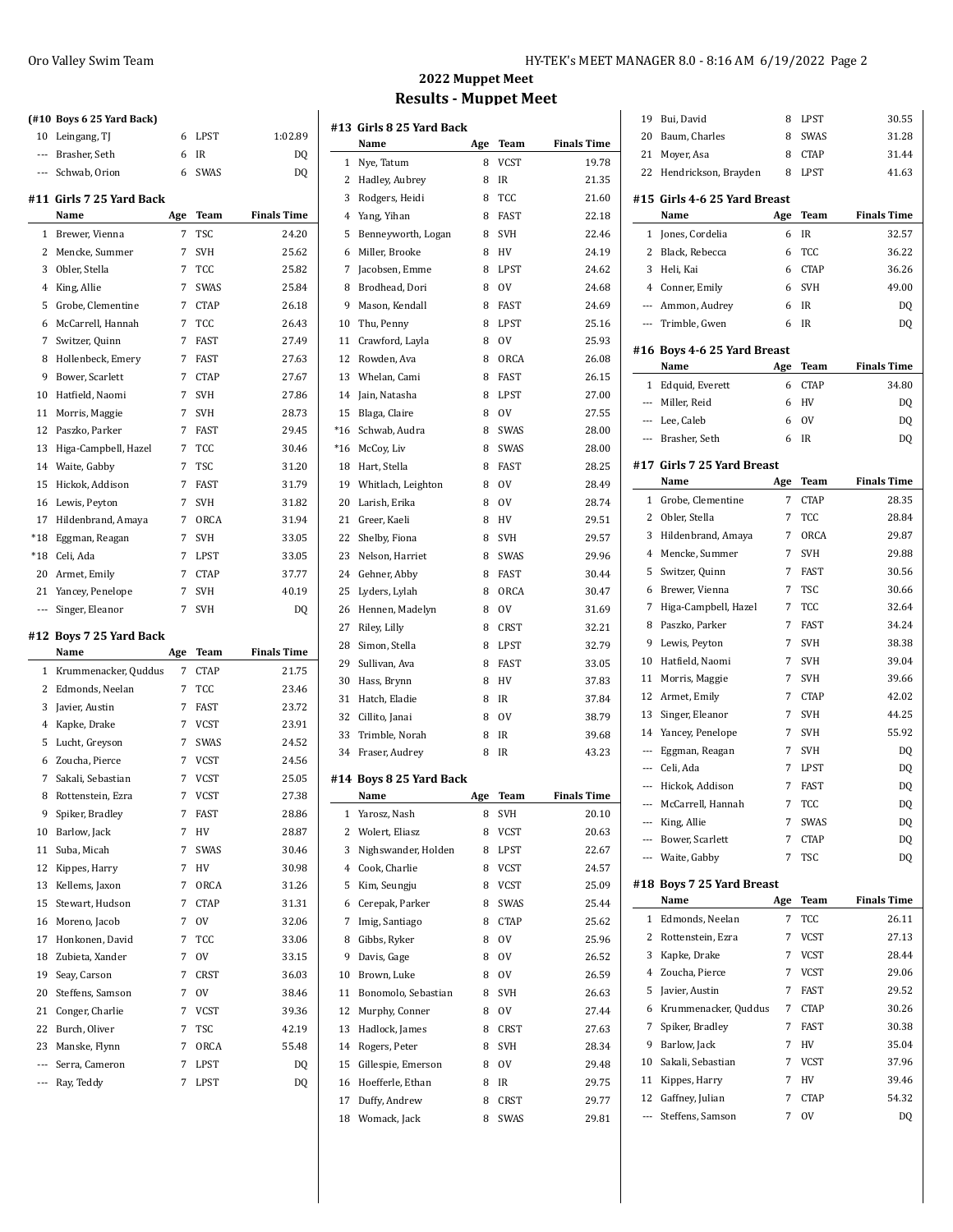## 2022 Muppet Meet

## Results - Muppet Meet

### (#10 Boys 6 25 Yard Back)

| | Name | Age | Team | Finals Time |
|---|---|---|---|---|
| 10 | Leingang, TJ | 6 | LPST | 1:02.89 |
| --- | Brasher, Seth | 6 | IR | DQ |
| --- | Schwab, Orion | 6 | SWAS | DQ |

### #11 Girls 7 25 Yard Back

| | Name | Age | Team | Finals Time |
|---|---|---|---|---|
| 1 | Brewer, Vienna | 7 | TSC | 24.20 |
| 2 | Mencke, Summer | 7 | SVH | 25.62 |
| 3 | Obler, Stella | 7 | TCC | 25.82 |
| 4 | King, Allie | 7 | SWAS | 25.84 |
| 5 | Grobe, Clementine | 7 | CTAP | 26.18 |
| 6 | McCarrell, Hannah | 7 | TCC | 26.43 |
| 7 | Switzer, Quinn | 7 | FAST | 27.49 |
| 8 | Hollenbeck, Emery | 7 | FAST | 27.63 |
| 9 | Bower, Scarlett | 7 | CTAP | 27.67 |
| 10 | Hatfield, Naomi | 7 | SVH | 27.86 |
| 11 | Morris, Maggie | 7 | SVH | 28.73 |
| 12 | Paszko, Parker | 7 | FAST | 29.45 |
| 13 | Higa-Campbell, Hazel | 7 | TCC | 30.46 |
| 14 | Waite, Gabby | 7 | TSC | 31.20 |
| 15 | Hickok, Addison | 7 | FAST | 31.79 |
| 16 | Lewis, Peyton | 7 | SVH | 31.82 |
| 17 | Hildenbrand, Amaya | 7 | ORCA | 31.94 |
| *18 | Eggman, Reagan | 7 | SVH | 33.05 |
| *18 | Celi, Ada | 7 | LPST | 33.05 |
| 20 | Armet, Emily | 7 | CTAP | 37.77 |
| 21 | Yancey, Penelope | 7 | SVH | 40.19 |
| --- | Singer, Eleanor | 7 | SVH | DQ |

### #12 Boys 7 25 Yard Back

| | Name | Age | Team | Finals Time |
|---|---|---|---|---|
| 1 | Krummenacker, Quddus | 7 | CTAP | 21.75 |
| 2 | Edmonds, Neelan | 7 | TCC | 23.46 |
| 3 | Javier, Austin | 7 | FAST | 23.72 |
| 4 | Kapke, Drake | 7 | VCST | 23.91 |
| 5 | Lucht, Greyson | 7 | SWAS | 24.52 |
| 6 | Zoucha, Pierce | 7 | VCST | 24.56 |
| 7 | Sakali, Sebastian | 7 | VCST | 25.05 |
| 8 | Rottenstein, Ezra | 7 | VCST | 27.38 |
| 9 | Spiker, Bradley | 7 | FAST | 28.86 |
| 10 | Barlow, Jack | 7 | HV | 28.87 |
| 11 | Suba, Micah | 7 | SWAS | 30.46 |
| 12 | Kippes, Harry | 7 | HV | 30.98 |
| 13 | Kellems, Jaxon | 7 | ORCA | 31.26 |
| 15 | Stewart, Hudson | 7 | CTAP | 31.31 |
| 16 | Moreno, Jacob | 7 | OV | 32.06 |
| 17 | Honkonen, David | 7 | TCC | 33.06 |
| 18 | Zubieta, Xander | 7 | OV | 33.15 |
| 19 | Seay, Carson | 7 | CRST | 36.03 |
| 20 | Steffens, Samson | 7 | OV | 38.46 |
| 21 | Conger, Charlie | 7 | VCST | 39.36 |
| 22 | Burch, Oliver | 7 | TSC | 42.19 |
| 23 | Manske, Flynn | 7 | ORCA | 55.48 |
| --- | Serra, Cameron | 7 | LPST | DQ |
| --- | Ray, Teddy | 7 | LPST | DQ |

### #13 Girls 8 25 Yard Back

| | Name | Age | Team | Finals Time |
|---|---|---|---|---|
| 1 | Nye, Tatum | 8 | VCST | 19.78 |
| 2 | Hadley, Aubrey | 8 | IR | 21.35 |
| 3 | Rodgers, Heidi | 8 | TCC | 21.60 |
| 4 | Yang, Yihan | 8 | FAST | 22.18 |
| 5 | Benneyworth, Logan | 8 | SVH | 22.46 |
| 6 | Miller, Brooke | 8 | HV | 24.19 |
| 7 | Jacobsen, Emme | 8 | LPST | 24.62 |
| 8 | Brodhead, Dori | 8 | OV | 24.68 |
| 9 | Mason, Kendall | 8 | FAST | 24.69 |
| 10 | Thu, Penny | 8 | LPST | 25.16 |
| 11 | Crawford, Layla | 8 | OV | 25.93 |
| 12 | Rowden, Ava | 8 | ORCA | 26.08 |
| 13 | Whelan, Cami | 8 | FAST | 26.15 |
| 14 | Jain, Natasha | 8 | LPST | 27.00 |
| 15 | Blaga, Claire | 8 | OV | 27.55 |
| *16 | Schwab, Audra | 8 | SWAS | 28.00 |
| *16 | McCoy, Liv | 8 | SWAS | 28.00 |
| 18 | Hart, Stella | 8 | FAST | 28.25 |
| 19 | Whitlach, Leighton | 8 | OV | 28.49 |
| 20 | Larish, Erika | 8 | OV | 28.74 |
| 21 | Greer, Kaeli | 8 | HV | 29.51 |
| 22 | Shelby, Fiona | 8 | SVH | 29.57 |
| 23 | Nelson, Harriet | 8 | SWAS | 29.96 |
| 24 | Gehner, Abby | 8 | FAST | 30.44 |
| 25 | Lyders, Lylah | 8 | ORCA | 30.47 |
| 26 | Hennen, Madelyn | 8 | OV | 31.69 |
| 27 | Riley, Lilly | 8 | CRST | 32.21 |
| 28 | Simon, Stella | 8 | LPST | 32.79 |
| 29 | Sullivan, Ava | 8 | FAST | 33.05 |
| 30 | Hass, Brynn | 8 | HV | 37.83 |
| 31 | Hatch, Eladie | 8 | IR | 37.84 |
| 32 | Cillito, Janai | 8 | OV | 38.79 |
| 33 | Trimble, Norah | 8 | IR | 39.68 |
| 34 | Fraser, Audrey | 8 | IR | 43.23 |

### #14 Boys 8 25 Yard Back

| | Name | Age | Team | Finals Time |
|---|---|---|---|---|
| 1 | Yarosz, Nash | 8 | SVH | 20.10 |
| 2 | Wolert, Eliasz | 8 | VCST | 20.63 |
| 3 | Nighswander, Holden | 8 | LPST | 22.67 |
| 4 | Cook, Charlie | 8 | VCST | 24.57 |
| 5 | Kim, Seungju | 8 | VCST | 25.09 |
| 6 | Cerepak, Parker | 8 | SWAS | 25.44 |
| 7 | Imig, Santiago | 8 | CTAP | 25.62 |
| 8 | Gibbs, Ryker | 8 | OV | 25.96 |
| 9 | Davis, Gage | 8 | OV | 26.52 |
| 10 | Brown, Luke | 8 | OV | 26.59 |
| 11 | Bonomolo, Sebastian | 8 | SVH | 26.63 |
| 12 | Murphy, Conner | 8 | OV | 27.44 |
| 13 | Hadlock, James | 8 | CRST | 27.63 |
| 14 | Rogers, Peter | 8 | SVH | 28.34 |
| 15 | Gillespie, Emerson | 8 | OV | 29.48 |
| 16 | Hoefferle, Ethan | 8 | IR | 29.75 |
| 17 | Duffy, Andrew | 8 | CRST | 29.77 |
| 18 | Womack, Jack | 8 | SWAS | 29.81 |
| 19 | Bui, David | 8 | LPST | 30.55 |
| 20 | Baum, Charles | 8 | SWAS | 31.28 |
| 21 | Moyer, Asa | 8 | CTAP | 31.44 |
| 22 | Hendrickson, Brayden | 8 | LPST | 41.63 |

### #15 Girls 4-6 25 Yard Breast

| | Name | Age | Team | Finals Time |
|---|---|---|---|---|
| 1 | Jones, Cordelia | 6 | IR | 32.57 |
| 2 | Black, Rebecca | 6 | TCC | 36.22 |
| 3 | Heli, Kai | 6 | CTAP | 36.26 |
| 4 | Conner, Emily | 6 | SVH | 49.00 |
| --- | Ammon, Audrey | 6 | IR | DQ |
| --- | Trimble, Gwen | 6 | IR | DQ |

### #16 Boys 4-6 25 Yard Breast

| | Name | Age | Team | Finals Time |
|---|---|---|---|---|
| 1 | Edquid, Everett | 6 | CTAP | 34.80 |
| --- | Miller, Reid | 6 | HV | DQ |
| --- | Lee, Caleb | 6 | OV | DQ |
| --- | Brasher, Seth | 6 | IR | DQ |

### #17 Girls 7 25 Yard Breast

| | Name | Age | Team | Finals Time |
|---|---|---|---|---|
| 1 | Grobe, Clementine | 7 | CTAP | 28.35 |
| 2 | Obler, Stella | 7 | TCC | 28.84 |
| 3 | Hildenbrand, Amaya | 7 | ORCA | 29.87 |
| 4 | Mencke, Summer | 7 | SVH | 29.88 |
| 5 | Switzer, Quinn | 7 | FAST | 30.56 |
| 6 | Brewer, Vienna | 7 | TSC | 30.66 |
| 7 | Higa-Campbell, Hazel | 7 | TCC | 32.64 |
| 8 | Paszko, Parker | 7 | FAST | 34.24 |
| 9 | Lewis, Peyton | 7 | SVH | 38.38 |
| 10 | Hatfield, Naomi | 7 | SVH | 39.04 |
| 11 | Morris, Maggie | 7 | SVH | 39.66 |
| 12 | Armet, Emily | 7 | CTAP | 42.02 |
| 13 | Singer, Eleanor | 7 | SVH | 44.25 |
| 14 | Yancey, Penelope | 7 | SVH | 55.92 |
| --- | Eggman, Reagan | 7 | SVH | DQ |
| --- | Celi, Ada | 7 | LPST | DQ |
| --- | Hickok, Addison | 7 | FAST | DQ |
| --- | McCarrell, Hannah | 7 | TCC | DQ |
| --- | King, Allie | 7 | SWAS | DQ |
| --- | Bower, Scarlett | 7 | CTAP | DQ |
| --- | Waite, Gabby | 7 | TSC | DQ |

### #18 Boys 7 25 Yard Breast

| | Name | Age | Team | Finals Time |
|---|---|---|---|---|
| 1 | Edmonds, Neelan | 7 | TCC | 26.11 |
| 2 | Rottenstein, Ezra | 7 | VCST | 27.13 |
| 3 | Kapke, Drake | 7 | VCST | 28.44 |
| 4 | Zoucha, Pierce | 7 | VCST | 29.06 |
| 5 | Javier, Austin | 7 | FAST | 29.52 |
| 6 | Krummenacker, Quddus | 7 | CTAP | 30.26 |
| 7 | Spiker, Bradley | 7 | FAST | 30.38 |
| 9 | Barlow, Jack | 7 | HV | 35.04 |
| 10 | Sakali, Sebastian | 7 | VCST | 37.96 |
| 11 | Kippes, Harry | 7 | HV | 39.46 |
| 12 | Gaffney, Julian | 7 | CTAP | 54.32 |
| --- | Steffens, Samson | 7 | OV | DQ |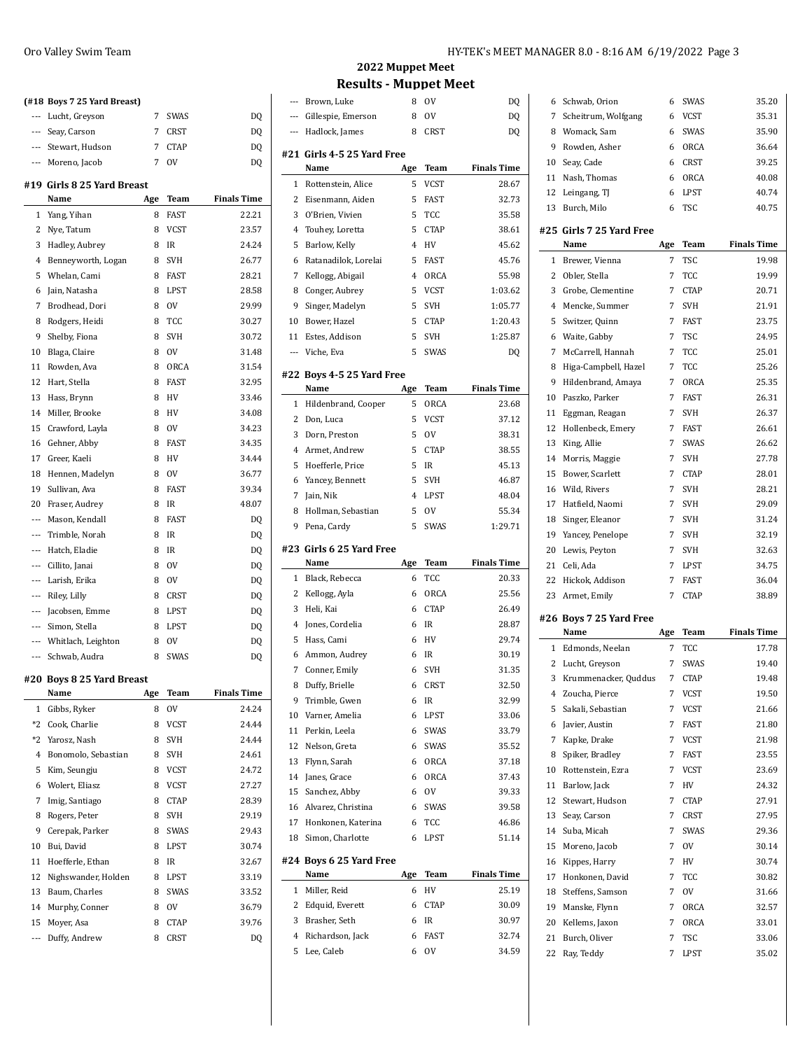## 2022 Muppet Meet

## Results - Muppet Meet

### (#18 Boys 7 25 Yard Breast)

| | Name | Age | Team | Finals Time |
|---|---|---|---|---|
| --- | Lucht, Greyson | 7 | SWAS | DQ |
| --- | Seay, Carson | 7 | CRST | DQ |
| --- | Stewart, Hudson | 7 | CTAP | DQ |
| --- | Moreno, Jacob | 7 | OV | DQ |

### #19 Girls 8 25 Yard Breast

| | Name | Age | Team | Finals Time |
|---|---|---|---|---|
| 1 | Yang, Yihan | 8 | FAST | 22.21 |
| 2 | Nye, Tatum | 8 | VCST | 23.57 |
| 3 | Hadley, Aubrey | 8 | IR | 24.24 |
| 4 | Benneyworth, Logan | 8 | SVH | 26.77 |
| 5 | Whelan, Cami | 8 | FAST | 28.21 |
| 6 | Jain, Natasha | 8 | LPST | 28.58 |
| 7 | Brodhead, Dori | 8 | OV | 29.99 |
| 8 | Rodgers, Heidi | 8 | TCC | 30.27 |
| 9 | Shelby, Fiona | 8 | SVH | 30.72 |
| 10 | Blaga, Claire | 8 | OV | 31.48 |
| 11 | Rowden, Ava | 8 | ORCA | 31.54 |
| 12 | Hart, Stella | 8 | FAST | 32.95 |
| 13 | Hass, Brynn | 8 | HV | 33.46 |
| 14 | Miller, Brooke | 8 | HV | 34.08 |
| 15 | Crawford, Layla | 8 | OV | 34.23 |
| 16 | Gehner, Abby | 8 | FAST | 34.35 |
| 17 | Greer, Kaeli | 8 | HV | 34.44 |
| 18 | Hennen, Madelyn | 8 | OV | 36.77 |
| 19 | Sullivan, Ava | 8 | FAST | 39.34 |
| 20 | Fraser, Audrey | 8 | IR | 48.07 |
| --- | Mason, Kendall | 8 | FAST | DQ |
| --- | Trimble, Norah | 8 | IR | DQ |
| --- | Hatch, Eladie | 8 | IR | DQ |
| --- | Cillito, Janai | 8 | OV | DQ |
| --- | Larish, Erika | 8 | OV | DQ |
| --- | Riley, Lilly | 8 | CRST | DQ |
| --- | Jacobsen, Emme | 8 | LPST | DQ |
| --- | Simon, Stella | 8 | LPST | DQ |
| --- | Whitlach, Leighton | 8 | OV | DQ |
| --- | Schwab, Audra | 8 | SWAS | DQ |

### #20 Boys 8 25 Yard Breast

| | Name | Age | Team | Finals Time |
|---|---|---|---|---|
| 1 | Gibbs, Ryker | 8 | OV | 24.24 |
| *2 | Cook, Charlie | 8 | VCST | 24.44 |
| *2 | Yarosz, Nash | 8 | SVH | 24.44 |
| 4 | Bonomolo, Sebastian | 8 | SVH | 24.61 |
| 5 | Kim, Seungju | 8 | VCST | 24.72 |
| 6 | Wolert, Eliasz | 8 | VCST | 27.27 |
| 7 | Imig, Santiago | 8 | CTAP | 28.39 |
| 8 | Rogers, Peter | 8 | SVH | 29.19 |
| 9 | Cerepak, Parker | 8 | SWAS | 29.43 |
| 10 | Bui, David | 8 | LPST | 30.74 |
| 11 | Hoefferle, Ethan | 8 | IR | 32.67 |
| 12 | Nighswander, Holden | 8 | LPST | 33.19 |
| 13 | Baum, Charles | 8 | SWAS | 33.52 |
| 14 | Murphy, Conner | 8 | OV | 36.79 |
| 15 | Moyer, Asa | 8 | CTAP | 39.76 |
| --- | Duffy, Andrew | 8 | CRST | DQ |
| --- | Brown, Luke | 8 | OV | DQ |
| --- | Gillespie, Emerson | 8 | OV | DQ |
| --- | Hadlock, James | 8 | CRST | DQ |

### #21 Girls 4-5 25 Yard Free

| | Name | Age | Team | Finals Time |
|---|---|---|---|---|
| 1 | Rottenstein, Alice | 5 | VCST | 28.67 |
| 2 | Eisenmann, Aiden | 5 | FAST | 32.73 |
| 3 | O'Brien, Vivien | 5 | TCC | 35.58 |
| 4 | Touhey, Loretta | 5 | CTAP | 38.61 |
| 5 | Barlow, Kelly | 4 | HV | 45.62 |
| 6 | Ratanadilok, Lorelai | 5 | FAST | 45.76 |
| 7 | Kellogg, Abigail | 4 | ORCA | 55.98 |
| 8 | Conger, Aubrey | 5 | VCST | 1:03.62 |
| 9 | Singer, Madelyn | 5 | SVH | 1:05.77 |
| 10 | Bower, Hazel | 5 | CTAP | 1:20.43 |
| 11 | Estes, Addison | 5 | SVH | 1:25.87 |
| --- | Viche, Eva | 5 | SWAS | DQ |

### #22 Boys 4-5 25 Yard Free

| | Name | Age | Team | Finals Time |
|---|---|---|---|---|
| 1 | Hildenbrand, Cooper | 5 | ORCA | 23.68 |
| 2 | Don, Luca | 5 | VCST | 37.12 |
| 3 | Dorn, Preston | 5 | OV | 38.31 |
| 4 | Armet, Andrew | 5 | CTAP | 38.55 |
| 5 | Hoefferle, Price | 5 | IR | 45.13 |
| 6 | Yancey, Bennett | 5 | SVH | 46.87 |
| 7 | Jain, Nik | 4 | LPST | 48.04 |
| 8 | Hollman, Sebastian | 5 | OV | 55.34 |
| 9 | Pena, Cardy | 5 | SWAS | 1:29.71 |

### #23 Girls 6 25 Yard Free

| | Name | Age | Team | Finals Time |
|---|---|---|---|---|
| 1 | Black, Rebecca | 6 | TCC | 20.33 |
| 2 | Kellogg, Ayla | 6 | ORCA | 25.56 |
| 3 | Heli, Kai | 6 | CTAP | 26.49 |
| 4 | Jones, Cordelia | 6 | IR | 28.87 |
| 5 | Hass, Cami | 6 | HV | 29.74 |
| 6 | Ammon, Audrey | 6 | IR | 30.19 |
| 7 | Conner, Emily | 6 | SVH | 31.35 |
| 8 | Duffy, Brielle | 6 | CRST | 32.50 |
| 9 | Trimble, Gwen | 6 | IR | 32.99 |
| 10 | Varner, Amelia | 6 | LPST | 33.06 |
| 11 | Perkin, Leela | 6 | SWAS | 33.79 |
| 12 | Nelson, Greta | 6 | SWAS | 35.52 |
| 13 | Flynn, Sarah | 6 | ORCA | 37.18 |
| 14 | Janes, Grace | 6 | ORCA | 37.43 |
| 15 | Sanchez, Abby | 6 | OV | 39.33 |
| 16 | Alvarez, Christina | 6 | SWAS | 39.58 |
| 17 | Honkonen, Katerina | 6 | TCC | 46.86 |
| 18 | Simon, Charlotte | 6 | LPST | 51.14 |

### #24 Boys 6 25 Yard Free

| | Name | Age | Team | Finals Time |
|---|---|---|---|---|
| 1 | Miller, Reid | 6 | HV | 25.19 |
| 2 | Edquid, Everett | 6 | CTAP | 30.09 |
| 3 | Brasher, Seth | 6 | IR | 30.97 |
| 4 | Richardson, Jack | 6 | FAST | 32.74 |
| 5 | Lee, Caleb | 6 | OV | 34.59 |
| 6 | Schwab, Orion | 6 | SWAS | 35.20 |
| 7 | Scheitrum, Wolfgang | 6 | VCST | 35.31 |
| 8 | Womack, Sam | 6 | SWAS | 35.90 |
| 9 | Rowden, Asher | 6 | ORCA | 36.64 |
| 10 | Seay, Cade | 6 | CRST | 39.25 |
| 11 | Nash, Thomas | 6 | ORCA | 40.08 |
| 12 | Leingang, TJ | 6 | LPST | 40.74 |
| 13 | Burch, Milo | 6 | TSC | 40.75 |

### #25 Girls 7 25 Yard Free

| | Name | Age | Team | Finals Time |
|---|---|---|---|---|
| 1 | Brewer, Vienna | 7 | TSC | 19.98 |
| 2 | Obler, Stella | 7 | TCC | 19.99 |
| 3 | Grobe, Clementine | 7 | CTAP | 20.71 |
| 4 | Mencke, Summer | 7 | SVH | 21.91 |
| 5 | Switzer, Quinn | 7 | FAST | 23.75 |
| 6 | Waite, Gabby | 7 | TSC | 24.95 |
| 7 | McCarrell, Hannah | 7 | TCC | 25.01 |
| 8 | Higa-Campbell, Hazel | 7 | TCC | 25.26 |
| 9 | Hildenbrand, Amaya | 7 | ORCA | 25.35 |
| 10 | Paszko, Parker | 7 | FAST | 26.31 |
| 11 | Eggman, Reagan | 7 | SVH | 26.37 |
| 12 | Hollenbeck, Emery | 7 | FAST | 26.61 |
| 13 | King, Allie | 7 | SWAS | 26.62 |
| 14 | Morris, Maggie | 7 | SVH | 27.78 |
| 15 | Bower, Scarlett | 7 | CTAP | 28.01 |
| 16 | Wild, Rivers | 7 | SVH | 28.21 |
| 17 | Hatfield, Naomi | 7 | SVH | 29.09 |
| 18 | Singer, Eleanor | 7 | SVH | 31.24 |
| 19 | Yancey, Penelope | 7 | SVH | 32.19 |
| 20 | Lewis, Peyton | 7 | SVH | 32.63 |
| 21 | Celi, Ada | 7 | LPST | 34.75 |
| 22 | Hickok, Addison | 7 | FAST | 36.04 |
| 23 | Armet, Emily | 7 | CTAP | 38.89 |

### #26 Boys 7 25 Yard Free

| | Name | Age | Team | Finals Time |
|---|---|---|---|---|
| 1 | Edmonds, Neelan | 7 | TCC | 17.78 |
| 2 | Lucht, Greyson | 7 | SWAS | 19.40 |
| 3 | Krummenacker, Quddus | 7 | CTAP | 19.48 |
| 4 | Zoucha, Pierce | 7 | VCST | 19.50 |
| 5 | Sakali, Sebastian | 7 | VCST | 21.66 |
| 6 | Javier, Austin | 7 | FAST | 21.80 |
| 7 | Kapke, Drake | 7 | VCST | 21.98 |
| 8 | Spiker, Bradley | 7 | FAST | 23.55 |
| 10 | Rottenstein, Ezra | 7 | VCST | 23.69 |
| 11 | Barlow, Jack | 7 | HV | 24.32 |
| 12 | Stewart, Hudson | 7 | CTAP | 27.91 |
| 13 | Seay, Carson | 7 | CRST | 27.95 |
| 14 | Suba, Micah | 7 | SWAS | 29.36 |
| 15 | Moreno, Jacob | 7 | OV | 30.14 |
| 16 | Kippes, Harry | 7 | HV | 30.74 |
| 17 | Honkonen, David | 7 | TCC | 30.82 |
| 18 | Steffens, Samson | 7 | OV | 31.66 |
| 19 | Manske, Flynn | 7 | ORCA | 32.57 |
| 20 | Kellems, Jaxon | 7 | ORCA | 33.01 |
| 21 | Burch, Oliver | 7 | TSC | 33.06 |
| 22 | Ray, Teddy | 7 | LPST | 35.02 |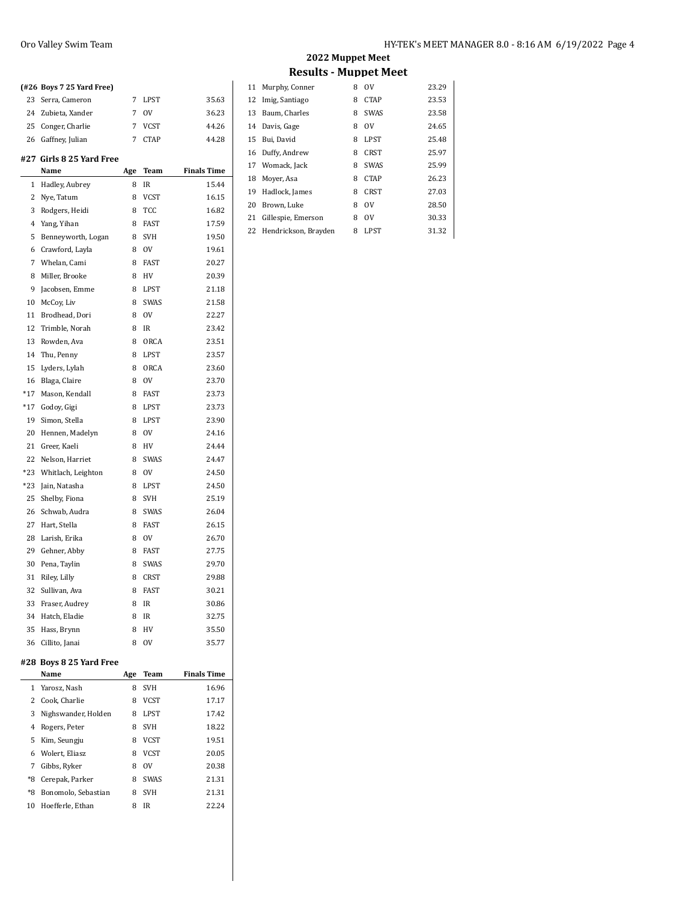## 2022 Muppet Meet

## Results - Muppet Meet

**(#26 Boys 7 25 Yard Free)**

| | | | | |
|---|---|---|---|---|
| 23 | Serra, Cameron | 7 | LPST | 35.63 |
| 24 | Zubieta, Xander | 7 | OV | 36.23 |
| 25 | Conger, Charlie | 7 | VCST | 44.26 |
| 26 | Gaffney, Julian | 7 | CTAP | 44.28 |

**#27 Girls 8 25 Yard Free**

| | Name | Age | Team | Finals Time |
|---|---|---|---|---|
| 1 | Hadley, Aubrey | 8 | IR | 15.44 |
| 2 | Nye, Tatum | 8 | VCST | 16.15 |
| 3 | Rodgers, Heidi | 8 | TCC | 16.82 |
| 4 | Yang, Yihan | 8 | FAST | 17.59 |
| 5 | Benneyworth, Logan | 8 | SVH | 19.50 |
| 6 | Crawford, Layla | 8 | OV | 19.61 |
| 7 | Whelan, Cami | 8 | FAST | 20.27 |
| 8 | Miller, Brooke | 8 | HV | 20.39 |
| 9 | Jacobsen, Emme | 8 | LPST | 21.18 |
| 10 | McCoy, Liv | 8 | SWAS | 21.58 |
| 11 | Brodhead, Dori | 8 | OV | 22.27 |
| 12 | Trimble, Norah | 8 | IR | 23.42 |
| 13 | Rowden, Ava | 8 | ORCA | 23.51 |
| 14 | Thu, Penny | 8 | LPST | 23.57 |
| 15 | Lyders, Lylah | 8 | ORCA | 23.60 |
| 16 | Blaga, Claire | 8 | OV | 23.70 |
| *17 | Mason, Kendall | 8 | FAST | 23.73 |
| *17 | Godoy, Gigi | 8 | LPST | 23.73 |
| 19 | Simon, Stella | 8 | LPST | 23.90 |
| 20 | Hennen, Madelyn | 8 | OV | 24.16 |
| 21 | Greer, Kaeli | 8 | HV | 24.44 |
| 22 | Nelson, Harriet | 8 | SWAS | 24.47 |
| *23 | Whitlach, Leighton | 8 | OV | 24.50 |
| *23 | Jain, Natasha | 8 | LPST | 24.50 |
| 25 | Shelby, Fiona | 8 | SVH | 25.19 |
| 26 | Schwab, Audra | 8 | SWAS | 26.04 |
| 27 | Hart, Stella | 8 | FAST | 26.15 |
| 28 | Larish, Erika | 8 | OV | 26.70 |
| 29 | Gehner, Abby | 8 | FAST | 27.75 |
| 30 | Pena, Taylin | 8 | SWAS | 29.70 |
| 31 | Riley, Lilly | 8 | CRST | 29.88 |
| 32 | Sullivan, Ava | 8 | FAST | 30.21 |
| 33 | Fraser, Audrey | 8 | IR | 30.86 |
| 34 | Hatch, Eladie | 8 | IR | 32.75 |
| 35 | Hass, Brynn | 8 | HV | 35.50 |
| 36 | Cillito, Janai | 8 | OV | 35.77 |

**#28 Boys 8 25 Yard Free**

| | Name | Age | Team | Finals Time |
|---|---|---|---|---|
| 1 | Yarosz, Nash | 8 | SVH | 16.96 |
| 2 | Cook, Charlie | 8 | VCST | 17.17 |
| 3 | Nighswander, Holden | 8 | LPST | 17.42 |
| 4 | Rogers, Peter | 8 | SVH | 18.22 |
| 5 | Kim, Seungju | 8 | VCST | 19.51 |
| 6 | Wolert, Eliasz | 8 | VCST | 20.05 |
| 7 | Gibbs, Ryker | 8 | OV | 20.38 |
| *8 | Cerepak, Parker | 8 | SWAS | 21.31 |
| *8 | Bonomolo, Sebastian | 8 | SVH | 21.31 |
| 10 | Hoefferle, Ethan | 8 | IR | 22.24 |
| 11 | Murphy, Conner | 8 | OV | 23.29 |
| 12 | Imig, Santiago | 8 | CTAP | 23.53 |
| 13 | Baum, Charles | 8 | SWAS | 23.58 |
| 14 | Davis, Gage | 8 | OV | 24.65 |
| 15 | Bui, David | 8 | LPST | 25.48 |
| 16 | Duffy, Andrew | 8 | CRST | 25.97 |
| 17 | Womack, Jack | 8 | SWAS | 25.99 |
| 18 | Moyer, Asa | 8 | CTAP | 26.23 |
| 19 | Hadlock, James | 8 | CRST | 27.03 |
| 20 | Brown, Luke | 8 | OV | 28.50 |
| 21 | Gillespie, Emerson | 8 | OV | 30.33 |
| 22 | Hendrickson, Brayden | 8 | LPST | 31.32 |